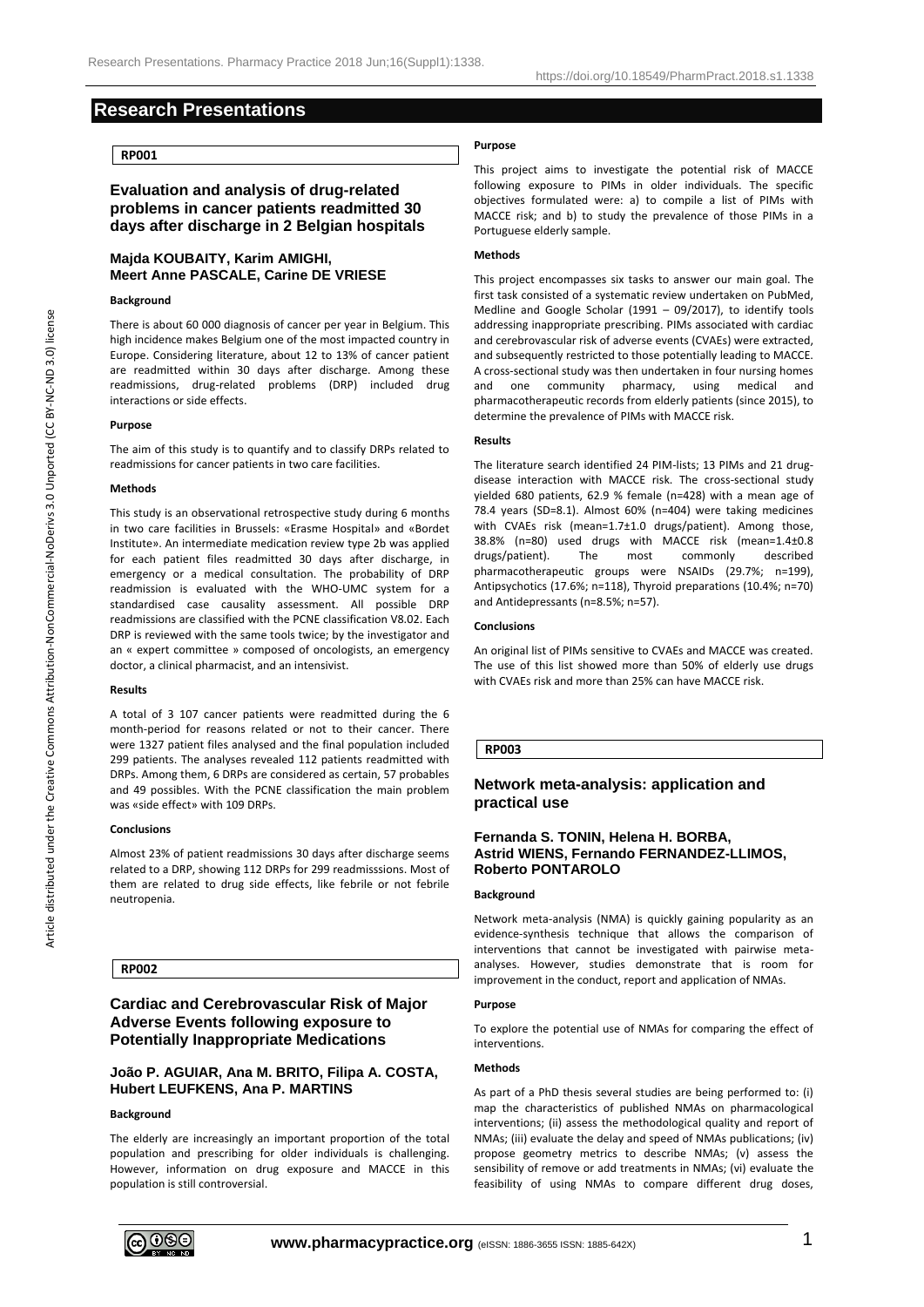# Research Presentations

**RP001**

## Evaluation and analysis of drug-related problems in cancer patients readmitted 30 days after discharge in 2 Belgian hospitals

**Majda KOUBAITY, Karim AMIGHI, Meert Anne PASCALE, Carine DE VRIESE**

### Background

There is about 60 000 diagnosis of cancer per year in Belgium. This high incidence makes Belgium one of the most impacted country in Europe. Considering literature, about 12 to 13% of cancer patient are readmitted within 30 days after discharge. Among these readmissions, drug-related problems (DRP) included drug interactions or side effects.

### Purpose

The aim of this study is to quantify and to classify DRPs related to readmissions for cancer patients in two care facilities.

### Methods

This study is an observational retrospective study during 6 months in two care facilities in Brussels: «Erasme Hospital» and «Bordet Institute». An intermediate medication review type 2b was applied for each patient files readmitted 30 days after discharge, in emergency or a medical consultation. The probability of DRP readmission is evaluated with the WHO-UMC system for a standardised case causality assessment. All possible DRP readmissions are classified with the PCNE classification V8.02. Each DRP is reviewed with the same tools twice; by the investigator and an « expert committee » composed of oncologists, an emergency doctor, a clinical pharmacist, and an intensivist.

### Results

A total of 3 107 cancer patients were readmitted during the 6 month-period for reasons related or not to their cancer. There were 1327 patient files analysed and the final population included 299 patients. The analyses revealed 112 patients readmitted with DRPs. Among them, 6 DRPs are considered as certain, 57 probables and 49 possibles. With the PCNE classification the main problem was «side effect» with 109 DRPs.

### Conclusions

Almost 23% of patient readmissions 30 days after discharge seems related to a DRP, showing 112 DRPs for 299 readmisssions. Most of them are related to drug side effects, like febrile or not febrile neutropenia.

**RP002**

## Cardiac and Cerebrovascular Risk of Major Adverse Events following exposure to Potentially Inappropriate Medications

**João P. AGUIAR, Ana M. BRITO, Filipa A. COSTA, Hubert LEUFKENS, Ana P. MARTINS**

### Background

The elderly are increasingly an important proportion of the total population and prescribing for older individuals is challenging. However, information on drug exposure and MACCE in this population is still controversial.

### Purpose

This project aims to investigate the potential risk of MACCE following exposure to PIMs in older individuals. The specific objectives formulated were: a) to compile a list of PIMs with MACCE risk; and b) to study the prevalence of those PIMs in a Portuguese elderly sample.

### Methods

This project encompasses six tasks to answer our main goal. The first task consisted of a systematic review undertaken on PubMed, Medline and Google Scholar (1991 – 09/2017), to identify tools addressing inappropriate prescribing. PIMs associated with cardiac and cerebrovascular risk of adverse events (CVAEs) were extracted, and subsequently restricted to those potentially leading to MACCE. A cross-sectional study was then undertaken in four nursing homes and one community pharmacy, using medical and pharmacotherapeutic records from elderly patients (since 2015), to determine the prevalence of PIMs with MACCE risk.

### Results

The literature search identified 24 PIM-lists; 13 PIMs and 21 drug-disease interaction with MACCE risk. The cross-sectional study yielded 680 patients, 62.9 % female (n=428) with a mean age of 78.4 years (SD=8.1). Almost 60% (n=404) were taking medicines with CVAEs risk (mean=1.7±1.0 drugs/patient). Among those, 38.8% (n=80) used drugs with MACCE risk (mean=1.4±0.8 drugs/patient). The most commonly described pharmacotherapeutic groups were NSAIDs (29.7%; n=199), Antipsychotics (17.6%; n=118), Thyroid preparations (10.4%; n=70) and Antidepressants (n=8.5%; n=57).

### Conclusions

An original list of PIMs sensitive to CVAEs and MACCE was created. The use of this list showed more than 50% of elderly use drugs with CVAEs risk and more than 25% can have MACCE risk.

**RP003**

## Network meta-analysis: application and practical use

**Fernanda S. TONIN, Helena H. BORBA, Astrid WIENS, Fernando FERNANDEZ-LLIMOS, Roberto PONTAROLO**

### Background

Network meta-analysis (NMA) is quickly gaining popularity as an evidence-synthesis technique that allows the comparison of interventions that cannot be investigated with pairwise meta-analyses. However, studies demonstrate that is room for improvement in the conduct, report and application of NMAs.

### Purpose

To explore the potential use of NMAs for comparing the effect of interventions.

### Methods

As part of a PhD thesis several studies are being performed to: (i) map the characteristics of published NMAs on pharmacological interventions; (ii) assess the methodological quality and report of NMAs; (iii) evaluate the delay and speed of NMAs publications; (iv) propose geometry metrics to describe NMAs; (v) assess the sensibility of remove or add treatments in NMAs; (vi) evaluate the feasibility of using NMAs to compare different drug doses,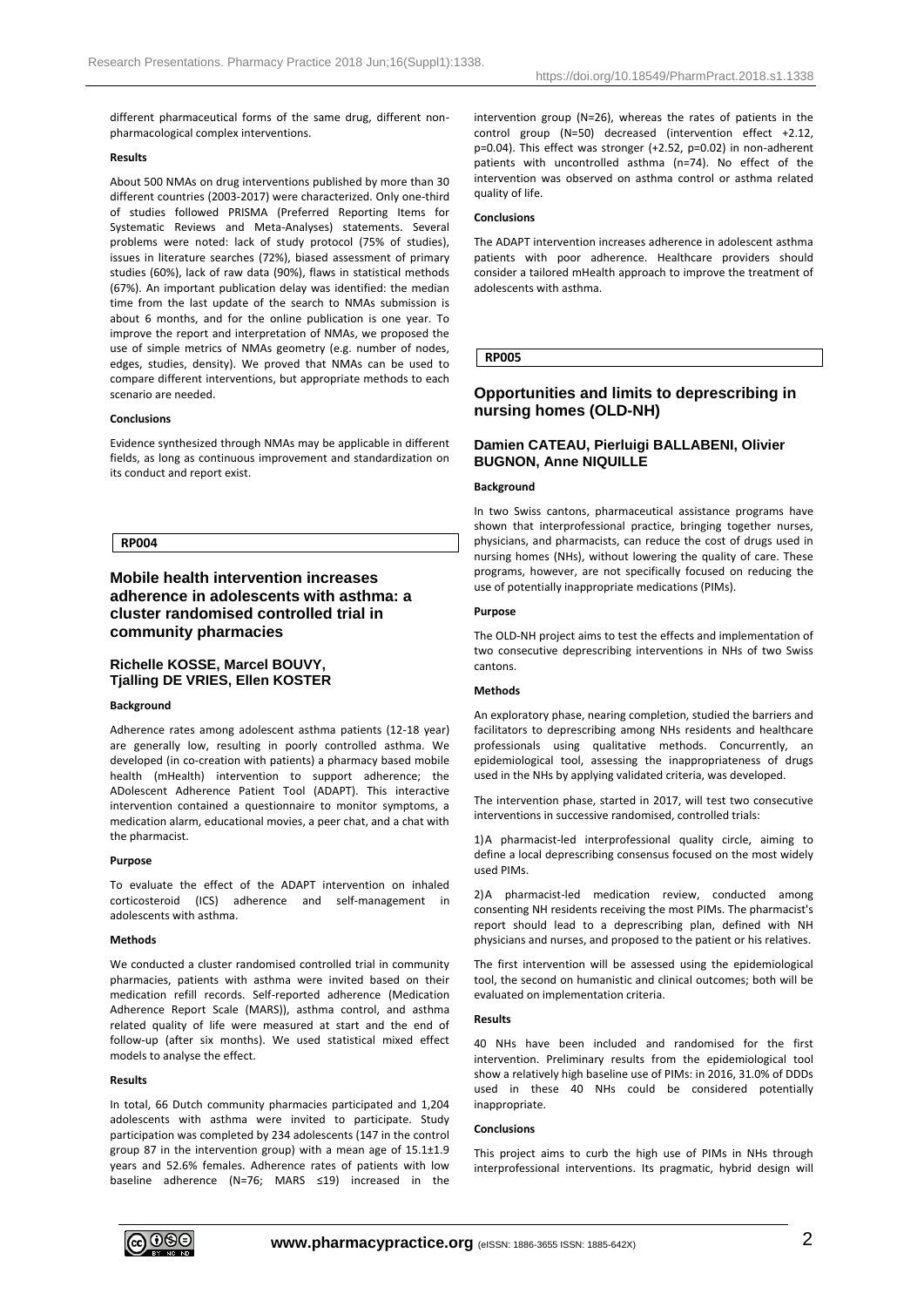different pharmaceutical forms of the same drug, different non-pharmacological complex interventions.

#### Results

About 500 NMAs on drug interventions published by more than 30 different countries (2003-2017) were characterized. Only one-third of studies followed PRISMA (Preferred Reporting Items for Systematic Reviews and Meta-Analyses) statements. Several problems were noted: lack of study protocol (75% of studies), issues in literature searches (72%), biased assessment of primary studies (60%), lack of raw data (90%), flaws in statistical methods (67%). An important publication delay was identified: the median time from the last update of the search to NMAs submission is about 6 months, and for the online publication is one year. To improve the report and interpretation of NMAs, we proposed the use of simple metrics of NMAs geometry (e.g. number of nodes, edges, studies, density). We proved that NMAs can be used to compare different interventions, but appropriate methods to each scenario are needed.

#### Conclusions

Evidence synthesized through NMAs may be applicable in different fields, as long as continuous improvement and standardization on its conduct and report exist.

**RP004**

## Mobile health intervention increases adherence in adolescents with asthma: a cluster randomised controlled trial in community pharmacies

### Richelle KOSSE, Marcel BOUVY, Tjalling DE VRIES, Ellen KOSTER

#### Background

Adherence rates among adolescent asthma patients (12-18 year) are generally low, resulting in poorly controlled asthma. We developed (in co-creation with patients) a pharmacy based mobile health (mHealth) intervention to support adherence; the ADolescent Adherence Patient Tool (ADAPT). This interactive intervention contained a questionnaire to monitor symptoms, a medication alarm, educational movies, a peer chat, and a chat with the pharmacist.

#### Purpose

To evaluate the effect of the ADAPT intervention on inhaled corticosteroid (ICS) adherence and self-management in adolescents with asthma.

#### Methods

We conducted a cluster randomised controlled trial in community pharmacies, patients with asthma were invited based on their medication refill records. Self-reported adherence (Medication Adherence Report Scale (MARS)), asthma control, and asthma related quality of life were measured at start and the end of follow-up (after six months). We used statistical mixed effect models to analyse the effect.

#### Results

In total, 66 Dutch community pharmacies participated and 1,204 adolescents with asthma were invited to participate. Study participation was completed by 234 adolescents (147 in the control group 87 in the intervention group) with a mean age of 15.1±1.9 years and 52.6% females. Adherence rates of patients with low baseline adherence (N=76; MARS ≤19) increased in the intervention group (N=26), whereas the rates of patients in the control group (N=50) decreased (intervention effect +2.12, p=0.04). This effect was stronger (+2.52, p=0.02) in non-adherent patients with uncontrolled asthma (n=74). No effect of the intervention was observed on asthma control or asthma related quality of life.

#### Conclusions

The ADAPT intervention increases adherence in adolescent asthma patients with poor adherence. Healthcare providers should consider a tailored mHealth approach to improve the treatment of adolescents with asthma.

**RP005**

## Opportunities and limits to deprescribing in nursing homes (OLD-NH)

### Damien CATEAU, Pierluigi BALLABENI, Olivier BUGNON, Anne NIQUILLE

#### Background

In two Swiss cantons, pharmaceutical assistance programs have shown that interprofessional practice, bringing together nurses, physicians, and pharmacists, can reduce the cost of drugs used in nursing homes (NHs), without lowering the quality of care. These programs, however, are not specifically focused on reducing the use of potentially inappropriate medications (PIMs).

#### Purpose

The OLD-NH project aims to test the effects and implementation of two consecutive deprescribing interventions in NHs of two Swiss cantons.

#### Methods

An exploratory phase, nearing completion, studied the barriers and facilitators to deprescribing among NHs residents and healthcare professionals using qualitative methods. Concurrently, an epidemiological tool, assessing the inappropriateness of drugs used in the NHs by applying validated criteria, was developed.

The intervention phase, started in 2017, will test two consecutive interventions in successive randomised, controlled trials:

1) A pharmacist-led interprofessional quality circle, aiming to define a local deprescribing consensus focused on the most widely used PIMs.

2) A pharmacist-led medication review, conducted among consenting NH residents receiving the most PIMs. The pharmacist's report should lead to a deprescribing plan, defined with NH physicians and nurses, and proposed to the patient or his relatives.

The first intervention will be assessed using the epidemiological tool, the second on humanistic and clinical outcomes; both will be evaluated on implementation criteria.

#### Results

40 NHs have been included and randomised for the first intervention. Preliminary results from the epidemiological tool show a relatively high baseline use of PIMs: in 2016, 31.0% of DDDs used in these 40 NHs could be considered potentially inappropriate.

#### Conclusions

This project aims to curb the high use of PIMs in NHs through interprofessional interventions. Its pragmatic, hybrid design will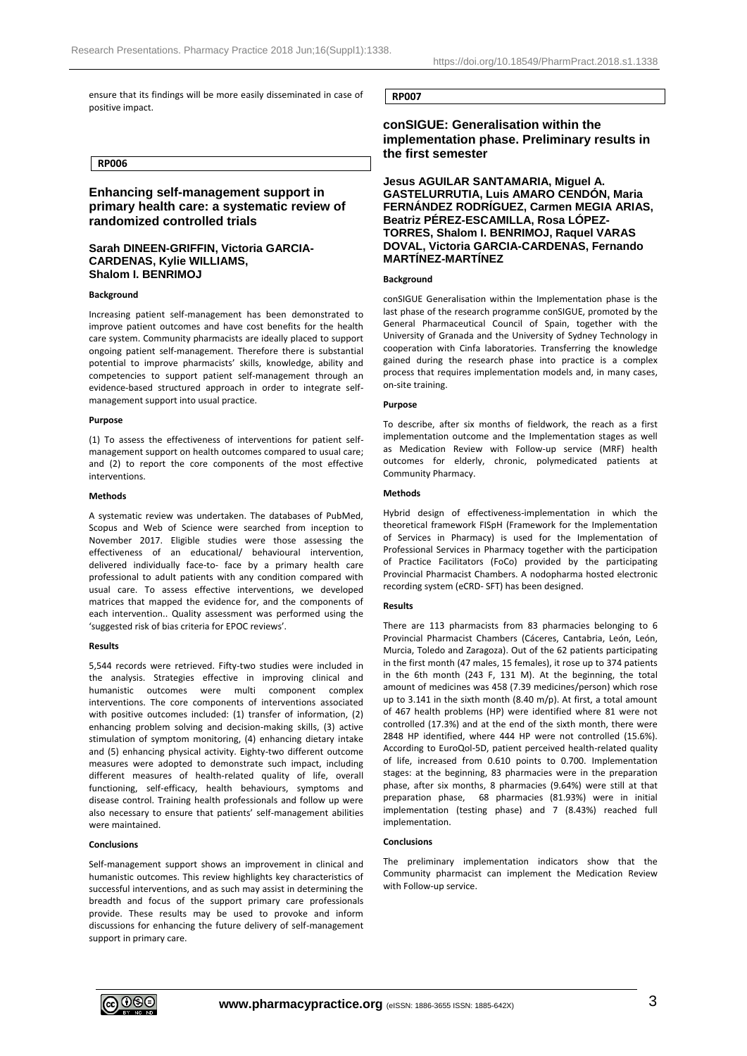ensure that its findings will be more easily disseminated in case of positive impact.

**RP006**

## Enhancing self-management support in primary health care: a systematic review of randomized controlled trials

**Sarah DINEEN-GRIFFIN, Victoria GARCIA-CARDENAS, Kylie WILLIAMS, Shalom I. BENRIMOJ**

### Background

Increasing patient self-management has been demonstrated to improve patient outcomes and have cost benefits for the health care system. Community pharmacists are ideally placed to support ongoing patient self-management. Therefore there is substantial potential to improve pharmacists' skills, knowledge, ability and competencies to support patient self-management through an evidence-based structured approach in order to integrate self-management support into usual practice.

### Purpose

(1) To assess the effectiveness of interventions for patient self-management support on health outcomes compared to usual care; and (2) to report the core components of the most effective interventions.

### Methods

A systematic review was undertaken. The databases of PubMed, Scopus and Web of Science were searched from inception to November 2017. Eligible studies were those assessing the effectiveness of an educational/ behavioural intervention, delivered individually face-to- face by a primary health care professional to adult patients with any condition compared with usual care. To assess effective interventions, we developed matrices that mapped the evidence for, and the components of each intervention.. Quality assessment was performed using the 'suggested risk of bias criteria for EPOC reviews'.

### Results

5,544 records were retrieved. Fifty-two studies were included in the analysis. Strategies effective in improving clinical and humanistic outcomes were multi component complex interventions. The core components of interventions associated with positive outcomes included: (1) transfer of information, (2) enhancing problem solving and decision-making skills, (3) active stimulation of symptom monitoring, (4) enhancing dietary intake and (5) enhancing physical activity. Eighty-two different outcome measures were adopted to demonstrate such impact, including different measures of health-related quality of life, overall functioning, self-efficacy, health behaviours, symptoms and disease control. Training health professionals and follow up were also necessary to ensure that patients' self-management abilities were maintained.

### Conclusions

Self-management support shows an improvement in clinical and humanistic outcomes. This review highlights key characteristics of successful interventions, and as such may assist in determining the breadth and focus of the support primary care professionals provide. These results may be used to provoke and inform discussions for enhancing the future delivery of self-management support in primary care.

**RP007**

## conSIGUE: Generalisation within the implementation phase. Preliminary results in the first semester

**Jesus AGUILAR SANTAMARIA, Miguel A. GASTELURRUTIA, Luis AMARO CENDÓN, Maria FERNÁNDEZ RODRÍGUEZ, Carmen MEGIA ARIAS, Beatriz PÉREZ-ESCAMILLA, Rosa LÓPEZ-TORRES, Shalom I. BENRIMOJ, Raquel VARAS DOVAL, Victoria GARCIA-CARDENAS, Fernando MARTÍNEZ-MARTÍNEZ**

### Background

conSIGUE Generalisation within the Implementation phase is the last phase of the research programme conSIGUE, promoted by the General Pharmaceutical Council of Spain, together with the University of Granada and the University of Sydney Technology in cooperation with Cinfa laboratories. Transferring the knowledge gained during the research phase into practice is a complex process that requires implementation models and, in many cases, on-site training.

### Purpose

To describe, after six months of fieldwork, the reach as a first implementation outcome and the Implementation stages as well as Medication Review with Follow-up service (MRF) health outcomes for elderly, chronic, polymedicated patients at Community Pharmacy.

### Methods

Hybrid design of effectiveness-implementation in which the theoretical framework FISpH (Framework for the Implementation of Services in Pharmacy) is used for the Implementation of Professional Services in Pharmacy together with the participation of Practice Facilitators (FoCo) provided by the participating Provincial Pharmacist Chambers. A nodopharma hosted electronic recording system (eCRD- SFT) has been designed.

### Results

There are 113 pharmacists from 83 pharmacies belonging to 6 Provincial Pharmacist Chambers (Cáceres, Cantabria, León, León, Murcia, Toledo and Zaragoza). Out of the 62 patients participating in the first month (47 males, 15 females), it rose up to 374 patients in the 6th month (243 F, 131 M). At the beginning, the total amount of medicines was 458 (7.39 medicines/person) which rose up to 3.141 in the sixth month (8.40 m/p). At first, a total amount of 467 health problems (HP) were identified where 81 were not controlled (17.3%) and at the end of the sixth month, there were 2848 HP identified, where 444 HP were not controlled (15.6%). According to EuroQol-5D, patient perceived health-related quality of life, increased from 0.610 points to 0.700. Implementation stages: at the beginning, 83 pharmacies were in the preparation phase, after six months, 8 pharmacies (9.64%) were still at that preparation phase, 68 pharmacies (81.93%) were in initial implementation (testing phase) and 7 (8.43%) reached full implementation.

### Conclusions

The preliminary implementation indicators show that the Community pharmacist can implement the Medication Review with Follow-up service.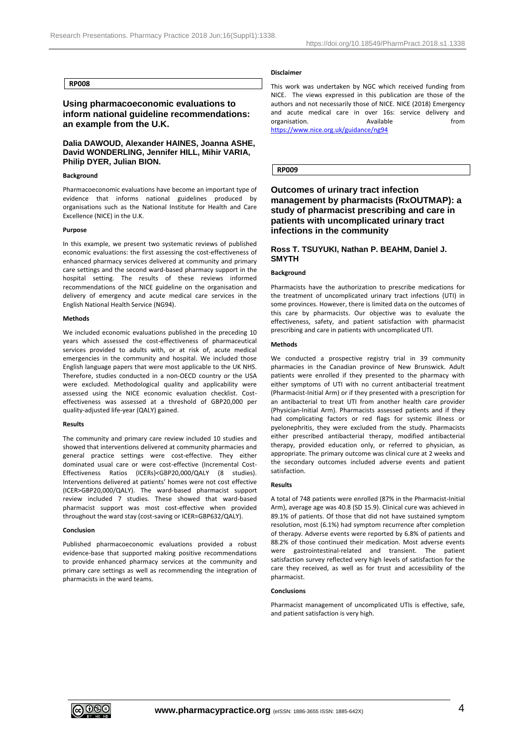**RP008**

## Using pharmacoeconomic evaluations to inform national guideline recommendations: an example from the U.K.

**Dalia DAWOUD, Alexander HAINES, Joanna ASHE, David WONDERLING, Jennifer HILL, Mihir VARIA, Philip DYER, Julian BION.**

### Background

Pharmacoeconomic evaluations have become an important type of evidence that informs national guidelines produced by organisations such as the National Institute for Health and Care Excellence (NICE) in the U.K.

### Purpose

In this example, we present two systematic reviews of published economic evaluations: the first assessing the cost-effectiveness of enhanced pharmacy services delivered at community and primary care settings and the second ward-based pharmacy support in the hospital setting. The results of these reviews informed recommendations of the NICE guideline on the organisation and delivery of emergency and acute medical care services in the English National Health Service (NG94).

### Methods

We included economic evaluations published in the preceding 10 years which assessed the cost-effectiveness of pharmaceutical services provided to adults with, or at risk of, acute medical emergencies in the community and hospital. We included those English language papers that were most applicable to the UK NHS. Therefore, studies conducted in a non-OECD country or the USA were excluded. Methodological quality and applicability were assessed using the NICE economic evaluation checklist. Cost-effectiveness was assessed at a threshold of GBP20,000 per quality-adjusted life-year (QALY) gained.

### Results

The community and primary care review included 10 studies and showed that interventions delivered at community pharmacies and general practice settings were cost-effective. They either dominated usual care or were cost-effective (Incremental Cost-Effectiveness Ratios (ICERs)<GBP20,000/QALY (8 studies). Interventions delivered at patients' homes were not cost effective (ICER>GBP20,000/QALY). The ward-based pharmacist support review included 7 studies. These showed that ward-based pharmacist support was most cost-effective when provided throughout the ward stay (cost-saving or ICER=GBP632/QALY).

### Conclusion

Published pharmacoeconomic evaluations provided a robust evidence-base that supported making positive recommendations to provide enhanced pharmacy services at the community and primary care settings as well as recommending the integration of pharmacists in the ward teams.

### Disclaimer

This work was undertaken by NGC which received funding from NICE. The views expressed in this publication are those of the authors and not necessarily those of NICE. NICE (2018) Emergency and acute medical care in over 16s: service delivery and organisation. Available from https://www.nice.org.uk/guidance/ng94

**RP009**

## Outcomes of urinary tract infection management by pharmacists (RxOUTMAP): a study of pharmacist prescribing and care in patients with uncomplicated urinary tract infections in the community

**Ross T. TSUYUKI, Nathan P. BEAHM, Daniel J. SMYTH**

### Background

Pharmacists have the authorization to prescribe medications for the treatment of uncomplicated urinary tract infections (UTI) in some provinces. However, there is limited data on the outcomes of this care by pharmacists. Our objective was to evaluate the effectiveness, safety, and patient satisfaction with pharmacist prescribing and care in patients with uncomplicated UTI.

### Methods

We conducted a prospective registry trial in 39 community pharmacies in the Canadian province of New Brunswick. Adult patients were enrolled if they presented to the pharmacy with either symptoms of UTI with no current antibacterial treatment (Pharmacist-Initial Arm) or if they presented with a prescription for an antibacterial to treat UTI from another health care provider (Physician-Initial Arm). Pharmacists assessed patients and if they had complicating factors or red flags for systemic illness or pyelonephritis, they were excluded from the study. Pharmacists either prescribed antibacterial therapy, modified antibacterial therapy, provided education only, or referred to physician, as appropriate. The primary outcome was clinical cure at 2 weeks and the secondary outcomes included adverse events and patient satisfaction.

### Results

A total of 748 patients were enrolled (87% in the Pharmacist-Initial Arm), average age was 40.8 (SD 15.9). Clinical cure was achieved in 89.1% of patients. Of those that did not have sustained symptom resolution, most (6.1%) had symptom recurrence after completion of therapy. Adverse events were reported by 6.8% of patients and 88.2% of those continued their medication. Most adverse events were gastrointestinal-related and transient. The patient satisfaction survey reflected very high levels of satisfaction for the care they received, as well as for trust and accessibility of the pharmacist.

### Conclusions

Pharmacist management of uncomplicated UTIs is effective, safe, and patient satisfaction is very high.